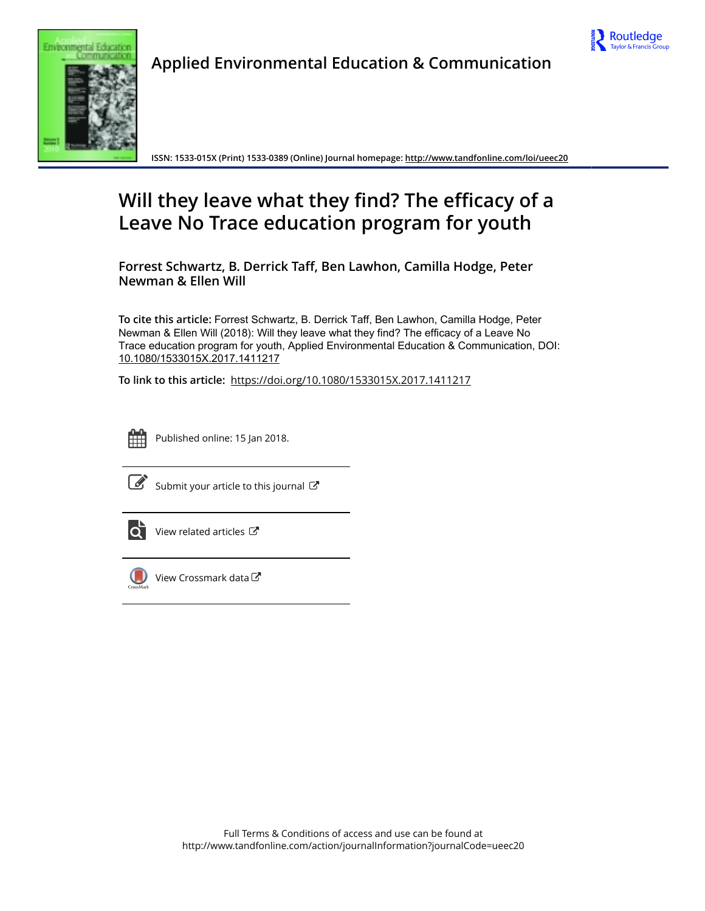Applied Environmental Education & Communication

ISSN: 1533-015X (Print) 1533-0389 (Online) Journal homepage: http://www.tandfonline.com/loi/ueec20

# Will they leave what they find? The efficacy of a Leave No Trace education program for youth

**Forrest Schwartz, B. Derrick Taff, Ben Lawhon, Camilla Hodge, Peter Newman & Ellen Will**

**To cite this article:** Forrest Schwartz, B. Derrick Taff, Ben Lawhon, Camilla Hodge, Peter Newman & Ellen Will (2018): Will they leave what they find? The efficacy of a Leave No Trace education program for youth, Applied Environmental Education & Communication, DOI: 10.1080/1533015X.2017.1411217

**To link to this article:** https://doi.org/10.1080/1533015X.2017.1411217

Published online: 15 Jan 2018.

Submit your article to this journal

View related articles

View Crossmark data

Full Terms & Conditions of access and use can be found at http://www.tandfonline.com/action/journalInformation?journalCode=ueec20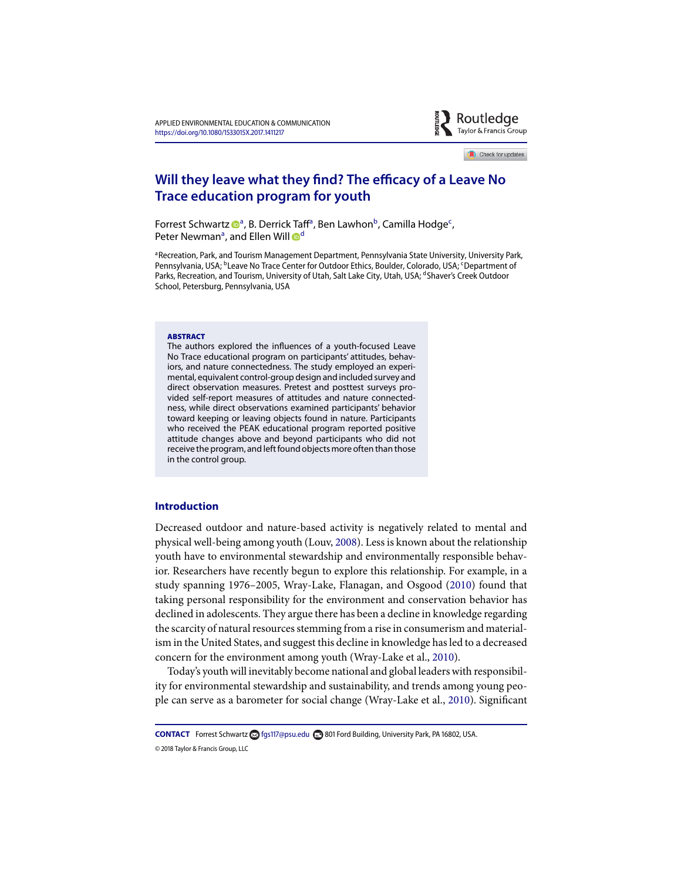# Will they leave what they find? The efficacy of a Leave No Trace education program for youth

Forrest Schwartz[a], B. Derrick Taff[a], Ben Lawhon[b], Camilla Hodge[c], Peter Newman[a], and Ellen Will[d]

[a]Recreation, Park, and Tourism Management Department, Pennsylvania State University, University Park, Pennsylvania, USA; [b]Leave No Trace Center for Outdoor Ethics, Boulder, Colorado, USA; [c]Department of Parks, Recreation, and Tourism, University of Utah, Salt Lake City, Utah, USA; [d]Shaver's Creek Outdoor School, Petersburg, Pennsylvania, USA

**ABSTRACT**

The authors explored the influences of a youth-focused Leave No Trace educational program on participants' attitudes, behaviors, and nature connectedness. The study employed an experimental, equivalent control-group design and included survey and direct observation measures. Pretest and posttest surveys provided self-report measures of attitudes and nature connectedness, while direct observations examined participants' behavior toward keeping or leaving objects found in nature. Participants who received the PEAK educational program reported positive attitude changes above and beyond participants who did not receive the program, and left found objects more often than those in the control group.

## Introduction

Decreased outdoor and nature-based activity is negatively related to mental and physical well-being among youth (Louv, 2008). Less is known about the relationship youth have to environmental stewardship and environmentally responsible behavior. Researchers have recently begun to explore this relationship. For example, in a study spanning 1976–2005, Wray-Lake, Flanagan, and Osgood (2010) found that taking personal responsibility for the environment and conservation behavior has declined in adolescents. They argue there has been a decline in knowledge regarding the scarcity of natural resources stemming from a rise in consumerism and materialism in the United States, and suggest this decline in knowledge has led to a decreased concern for the environment among youth (Wray-Lake et al., 2010).

Today's youth will inevitably become national and global leaders with responsibility for environmental stewardship and sustainability, and trends among young people can serve as a barometer for social change (Wray-Lake et al., 2010). Significant

**CONTACT** Forrest Schwartz fgs117@psu.edu 801 Ford Building, University Park, PA 16802, USA.

© 2018 Taylor & Francis Group, LLC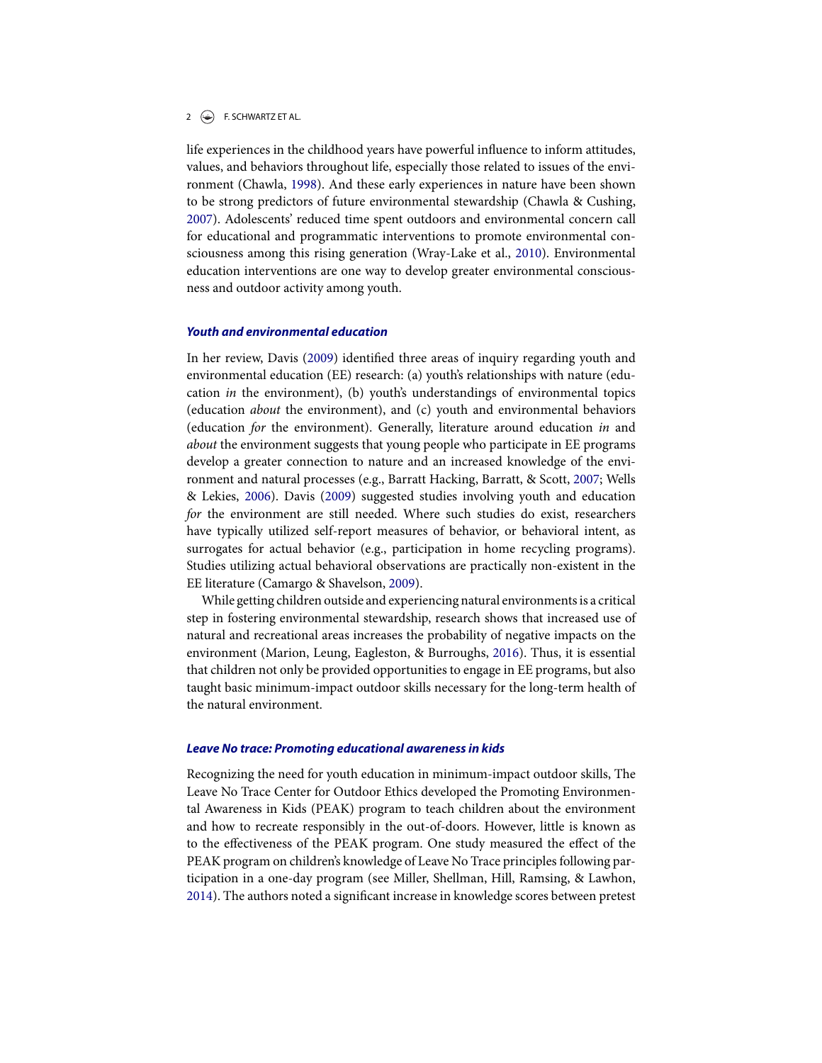life experiences in the childhood years have powerful influence to inform attitudes, values, and behaviors throughout life, especially those related to issues of the environment (Chawla, 1998). And these early experiences in nature have been shown to be strong predictors of future environmental stewardship (Chawla & Cushing, 2007). Adolescents' reduced time spent outdoors and environmental concern call for educational and programmatic interventions to promote environmental consciousness among this rising generation (Wray-Lake et al., 2010). Environmental education interventions are one way to develop greater environmental consciousness and outdoor activity among youth.

### *Youth and environmental education*

In her review, Davis (2009) identified three areas of inquiry regarding youth and environmental education (EE) research: (a) youth's relationships with nature (education *in* the environment), (b) youth's understandings of environmental topics (education *about* the environment), and (c) youth and environmental behaviors (education *for* the environment). Generally, literature around education *in* and *about* the environment suggests that young people who participate in EE programs develop a greater connection to nature and an increased knowledge of the environment and natural processes (e.g., Barratt Hacking, Barratt, & Scott, 2007; Wells & Lekies, 2006). Davis (2009) suggested studies involving youth and education *for* the environment are still needed. Where such studies do exist, researchers have typically utilized self-report measures of behavior, or behavioral intent, as surrogates for actual behavior (e.g., participation in home recycling programs). Studies utilizing actual behavioral observations are practically non-existent in the EE literature (Camargo & Shavelson, 2009).

While getting children outside and experiencing natural environments is a critical step in fostering environmental stewardship, research shows that increased use of natural and recreational areas increases the probability of negative impacts on the environment (Marion, Leung, Eagleston, & Burroughs, 2016). Thus, it is essential that children not only be provided opportunities to engage in EE programs, but also taught basic minimum-impact outdoor skills necessary for the long-term health of the natural environment.

### *Leave No trace: Promoting educational awareness in kids*

Recognizing the need for youth education in minimum-impact outdoor skills, The Leave No Trace Center for Outdoor Ethics developed the Promoting Environmental Awareness in Kids (PEAK) program to teach children about the environment and how to recreate responsibly in the out-of-doors. However, little is known as to the effectiveness of the PEAK program. One study measured the effect of the PEAK program on children's knowledge of Leave No Trace principles following participation in a one-day program (see Miller, Shellman, Hill, Ramsing, & Lawhon, 2014). The authors noted a significant increase in knowledge scores between pretest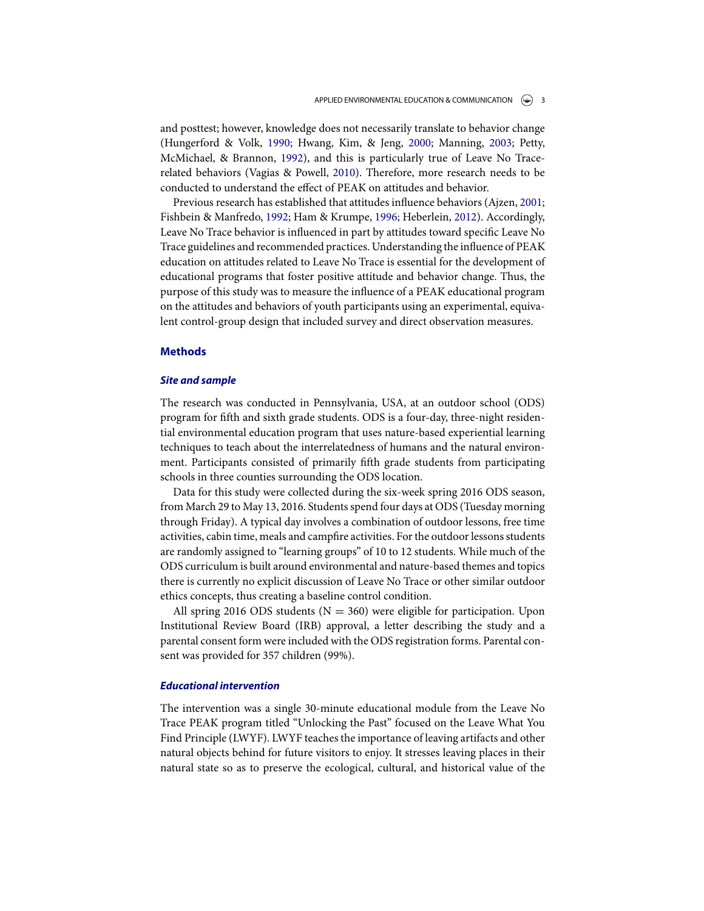and posttest; however, knowledge does not necessarily translate to behavior change (Hungerford & Volk, 1990; Hwang, Kim, & Jeng, 2000; Manning, 2003; Petty, McMichael, & Brannon, 1992), and this is particularly true of Leave No Trace-related behaviors (Vagias & Powell, 2010). Therefore, more research needs to be conducted to understand the effect of PEAK on attitudes and behavior.

Previous research has established that attitudes influence behaviors (Ajzen, 2001; Fishbein & Manfredo, 1992; Ham & Krumpe, 1996; Heberlein, 2012). Accordingly, Leave No Trace behavior is influenced in part by attitudes toward specific Leave No Trace guidelines and recommended practices. Understanding the influence of PEAK education on attitudes related to Leave No Trace is essential for the development of educational programs that foster positive attitude and behavior change. Thus, the purpose of this study was to measure the influence of a PEAK educational program on the attitudes and behaviors of youth participants using an experimental, equivalent control-group design that included survey and direct observation measures.

## Methods

### *Site and sample*

The research was conducted in Pennsylvania, USA, at an outdoor school (ODS) program for fifth and sixth grade students. ODS is a four-day, three-night residential environmental education program that uses nature-based experiential learning techniques to teach about the interrelatedness of humans and the natural environment. Participants consisted of primarily fifth grade students from participating schools in three counties surrounding the ODS location.

Data for this study were collected during the six-week spring 2016 ODS season, from March 29 to May 13, 2016. Students spend four days at ODS (Tuesday morning through Friday). A typical day involves a combination of outdoor lessons, free time activities, cabin time, meals and campfire activities. For the outdoor lessons students are randomly assigned to "learning groups" of 10 to 12 students. While much of the ODS curriculum is built around environmental and nature-based themes and topics there is currently no explicit discussion of Leave No Trace or other similar outdoor ethics concepts, thus creating a baseline control condition.

All spring 2016 ODS students ($N = 360$) were eligible for participation. Upon Institutional Review Board (IRB) approval, a letter describing the study and a parental consent form were included with the ODS registration forms. Parental consent was provided for 357 children (99%).

### *Educational intervention*

The intervention was a single 30-minute educational module from the Leave No Trace PEAK program titled "Unlocking the Past" focused on the Leave What You Find Principle (LWYF). LWYF teaches the importance of leaving artifacts and other natural objects behind for future visitors to enjoy. It stresses leaving places in their natural state so as to preserve the ecological, cultural, and historical value of the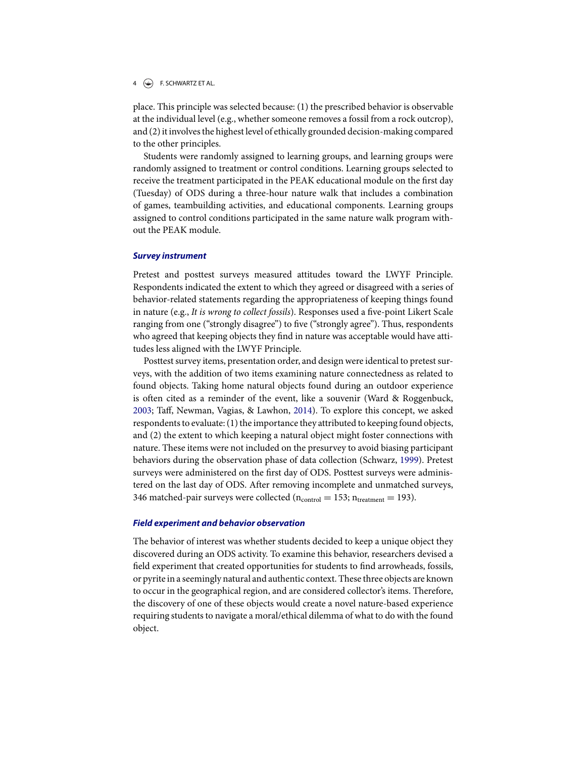place. This principle was selected because: (1) the prescribed behavior is observable at the individual level (e.g., whether someone removes a fossil from a rock outcrop), and (2) it involves the highest level of ethically grounded decision-making compared to the other principles.

Students were randomly assigned to learning groups, and learning groups were randomly assigned to treatment or control conditions. Learning groups selected to receive the treatment participated in the PEAK educational module on the first day (Tuesday) of ODS during a three-hour nature walk that includes a combination of games, teambuilding activities, and educational components. Learning groups assigned to control conditions participated in the same nature walk program without the PEAK module.

### ***Survey instrument***

Pretest and posttest surveys measured attitudes toward the LWYF Principle. Respondents indicated the extent to which they agreed or disagreed with a series of behavior-related statements regarding the appropriateness of keeping things found in nature (e.g., *It is wrong to collect fossils*). Responses used a five-point Likert Scale ranging from one ("strongly disagree") to five ("strongly agree"). Thus, respondents who agreed that keeping objects they find in nature was acceptable would have attitudes less aligned with the LWYF Principle.

Posttest survey items, presentation order, and design were identical to pretest surveys, with the addition of two items examining nature connectedness as related to found objects. Taking home natural objects found during an outdoor experience is often cited as a reminder of the event, like a souvenir (Ward & Roggenbuck, 2003; Taff, Newman, Vagias, & Lawhon, 2014). To explore this concept, we asked respondents to evaluate: (1) the importance they attributed to keeping found objects, and (2) the extent to which keeping a natural object might foster connections with nature. These items were not included on the presurvey to avoid biasing participant behaviors during the observation phase of data collection (Schwarz, 1999). Pretest surveys were administered on the first day of ODS. Posttest surveys were administered on the last day of ODS. After removing incomplete and unmatched surveys, 346 matched-pair surveys were collected ($n_{control} = 153$; $n_{treatment} = 193$).

### ***Field experiment and behavior observation***

The behavior of interest was whether students decided to keep a unique object they discovered during an ODS activity. To examine this behavior, researchers devised a field experiment that created opportunities for students to find arrowheads, fossils, or pyrite in a seemingly natural and authentic context. These three objects are known to occur in the geographical region, and are considered collector's items. Therefore, the discovery of one of these objects would create a novel nature-based experience requiring students to navigate a moral/ethical dilemma of what to do with the found object.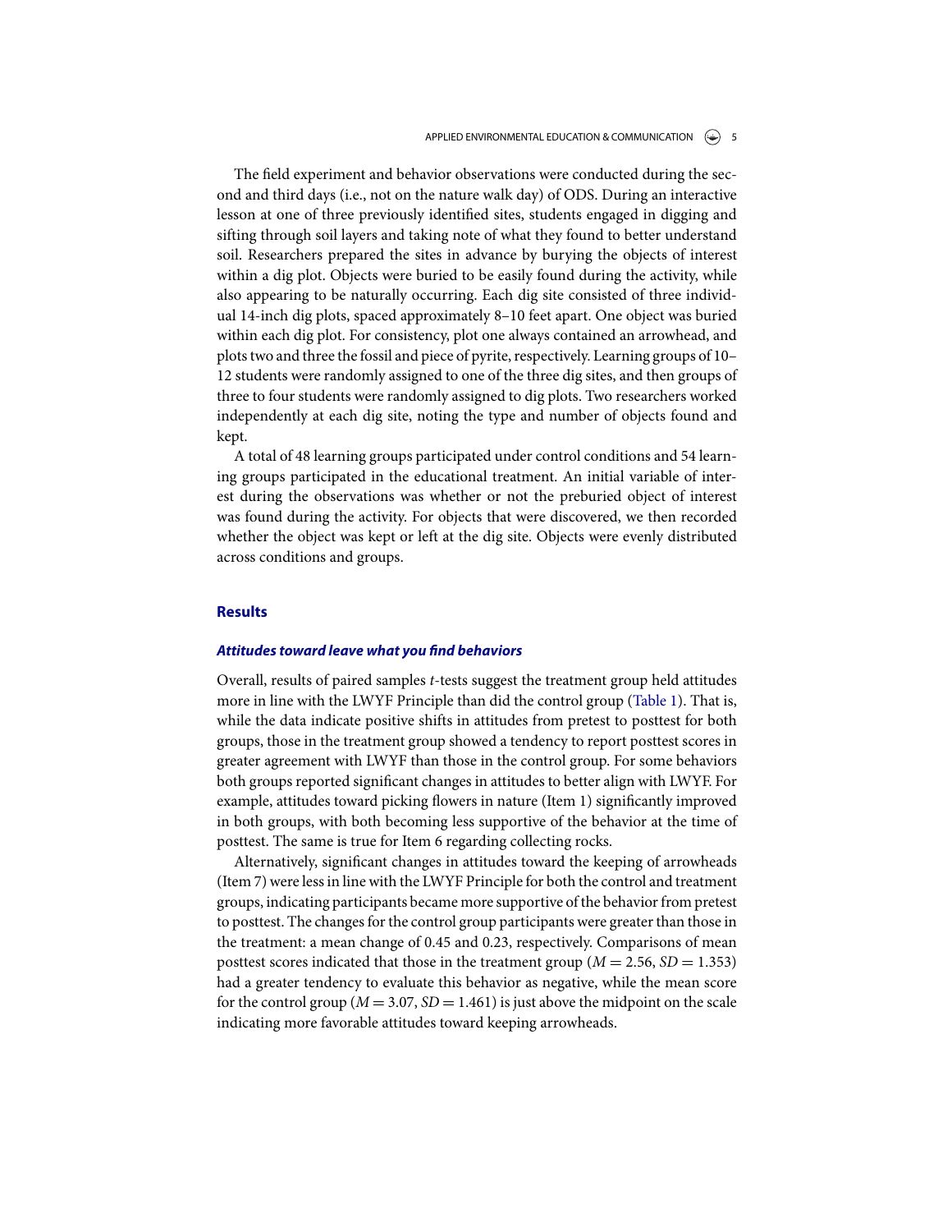The field experiment and behavior observations were conducted during the second and third days (i.e., not on the nature walk day) of ODS. During an interactive lesson at one of three previously identified sites, students engaged in digging and sifting through soil layers and taking note of what they found to better understand soil. Researchers prepared the sites in advance by burying the objects of interest within a dig plot. Objects were buried to be easily found during the activity, while also appearing to be naturally occurring. Each dig site consisted of three individual 14-inch dig plots, spaced approximately 8–10 feet apart. One object was buried within each dig plot. For consistency, plot one always contained an arrowhead, and plots two and three the fossil and piece of pyrite, respectively. Learning groups of 10–12 students were randomly assigned to one of the three dig sites, and then groups of three to four students were randomly assigned to dig plots. Two researchers worked independently at each dig site, noting the type and number of objects found and kept.

A total of 48 learning groups participated under control conditions and 54 learning groups participated in the educational treatment. An initial variable of interest during the observations was whether or not the preburied object of interest was found during the activity. For objects that were discovered, we then recorded whether the object was kept or left at the dig site. Objects were evenly distributed across conditions and groups.

## Results

### *Attitudes toward leave what you find behaviors*

Overall, results of paired samples *t*-tests suggest the treatment group held attitudes more in line with the LWYF Principle than did the control group (Table 1). That is, while the data indicate positive shifts in attitudes from pretest to posttest for both groups, those in the treatment group showed a tendency to report posttest scores in greater agreement with LWYF than those in the control group. For some behaviors both groups reported significant changes in attitudes to better align with LWYF. For example, attitudes toward picking flowers in nature (Item 1) significantly improved in both groups, with both becoming less supportive of the behavior at the time of posttest. The same is true for Item 6 regarding collecting rocks.

Alternatively, significant changes in attitudes toward the keeping of arrowheads (Item 7) were less in line with the LWYF Principle for both the control and treatment groups, indicating participants became more supportive of the behavior from pretest to posttest. The changes for the control group participants were greater than those in the treatment: a mean change of 0.45 and 0.23, respectively. Comparisons of mean posttest scores indicated that those in the treatment group ($M = 2.56$, $SD = 1.353$) had a greater tendency to evaluate this behavior as negative, while the mean score for the control group ($M = 3.07$, $SD = 1.461$) is just above the midpoint on the scale indicating more favorable attitudes toward keeping arrowheads.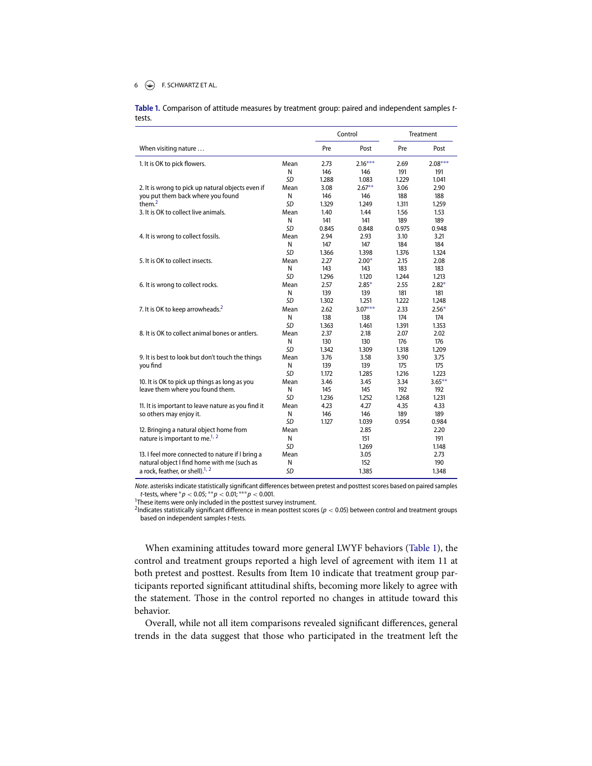**Table 1.** Comparison of attitude measures by treatment group: paired and independent samples *t*-tests.

| When visiting nature … | | Control | | Treatment | |
|---|---|---|---|---|---|
| | | Pre | Post | Pre | Post |
| 1. It is OK to pick flowers. | Mean | 2.73 | 2.16*** | 2.69 | 2.08*** |
| | N | 146 | 146 | 191 | 191 |
| | *SD* | 1.288 | 1.083 | 1.229 | 1.041 |
| 2. It is wrong to pick up natural objects even if you put them back where you found them.[2] | Mean | 3.08 | 2.67** | 3.06 | 2.90 |
| | N | 146 | 146 | 188 | 188 |
| | *SD* | 1.329 | 1.249 | 1.311 | 1.259 |
| 3. It is OK to collect live animals. | Mean | 1.40 | 1.44 | 1.56 | 1.53 |
| | N | 141 | 141 | 189 | 189 |
| | *SD* | 0.845 | 0.848 | 0.975 | 0.948 |
| 4. It is wrong to collect fossils. | Mean | 2.94 | 2.93 | 3.10 | 3.21 |
| | N | 147 | 147 | 184 | 184 |
| | *SD* | 1.366 | 1.398 | 1.376 | 1.324 |
| 5. It is OK to collect insects. | Mean | 2.27 | 2.00* | 2.15 | 2.08 |
| | N | 143 | 143 | 183 | 183 |
| | *SD* | 1.296 | 1.120 | 1.244 | 1.213 |
| 6. It is wrong to collect rocks. | Mean | 2.57 | 2.85* | 2.55 | 2.82* |
| | N | 139 | 139 | 181 | 181 |
| | *SD* | 1.302 | 1.251 | 1.222 | 1.248 |
| 7. It is OK to keep arrowheads.[2] | Mean | 2.62 | 3.07*** | 2.33 | 2.56* |
| | N | 138 | 138 | 174 | 174 |
| | *SD* | 1.363 | 1.461 | 1.391 | 1.353 |
| 8. It is OK to collect animal bones or antlers. | Mean | 2.37 | 2.18 | 2.07 | 2.02 |
| | N | 130 | 130 | 176 | 176 |
| | *SD* | 1.342 | 1.309 | 1.318 | 1.209 |
| 9. It is best to look but don't touch the things you find | Mean | 3.76 | 3.58 | 3.90 | 3.75 |
| | N | 139 | 139 | 175 | 175 |
| | *SD* | 1.172 | 1.285 | 1.216 | 1.223 |
| 10. It is OK to pick up things as long as you leave them where you found them. | Mean | 3.46 | 3.45 | 3.34 | 3.65** |
| | N | 145 | 145 | 192 | 192 |
| | *SD* | 1.236 | 1.252 | 1.268 | 1.231 |
| 11. It is important to leave nature as you find it so others may enjoy it. | Mean | 4.23 | 4.27 | 4.35 | 4.33 |
| | N | 146 | 146 | 189 | 189 |
| | *SD* | 1.127 | 1.039 | 0.954 | 0.984 |
| 12. Bringing a natural object home from nature is important to me.[1, 2] | Mean | | 2.85 | | 2.20 |
| | N | | 151 | | 191 |
| | *SD* | | 1.269 | | 1.148 |
| 13. I feel more connected to nature if I bring a natural object I find home with me (such as a rock, feather, or shell).[1, 2] | Mean | | 3.05 | | 2.73 |
| | N | | 152 | | 190 |
| | *SD* | | 1.385 | | 1.348 |

*Note*. asterisks indicate statistically significant differences between pretest and posttest scores based on paired samples *t*-tests, where $^{*}p < 0.05$; $^{**}p < 0.01$; $^{***}p < 0.001$.

[1]These items were only included in the posttest survey instrument.

[2]Indicates statistically significant difference in mean posttest scores ($p < 0.05$) between control and treatment groups based on independent samples *t*-tests.

When examining attitudes toward more general LWYF behaviors (Table 1), the control and treatment groups reported a high level of agreement with item 11 at both pretest and posttest. Results from Item 10 indicate that treatment group participants reported significant attitudinal shifts, becoming more likely to agree with the statement. Those in the control reported no changes in attitude toward this behavior.

Overall, while not all item comparisons revealed significant differences, general trends in the data suggest that those who participated in the treatment left the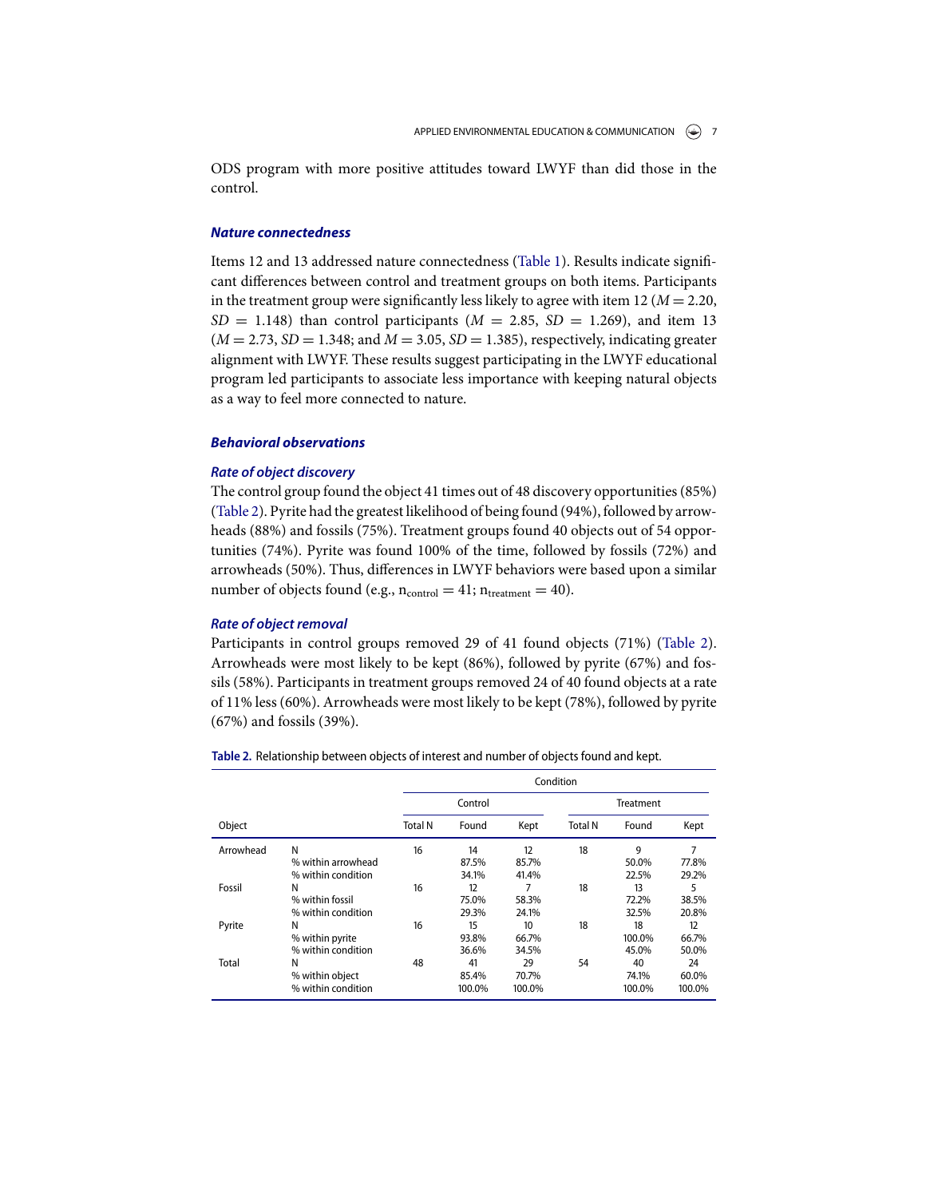ODS program with more positive attitudes toward LWYF than did those in the control.

### *Nature connectedness*

Items 12 and 13 addressed nature connectedness (Table 1). Results indicate significant differences between control and treatment groups on both items. Participants in the treatment group were significantly less likely to agree with item 12 ($M = 2.20$, $SD = 1.148$) than control participants ($M = 2.85$, $SD = 1.269$), and item 13 ($M = 2.73$, $SD = 1.348$; and $M = 3.05$, $SD = 1.385$), respectively, indicating greater alignment with LWYF. These results suggest participating in the LWYF educational program led participants to associate less importance with keeping natural objects as a way to feel more connected to nature.

### *Behavioral observations*

#### *Rate of object discovery*

The control group found the object 41 times out of 48 discovery opportunities (85%) (Table 2). Pyrite had the greatest likelihood of being found (94%), followed by arrowheads (88%) and fossils (75%). Treatment groups found 40 objects out of 54 opportunities (74%). Pyrite was found 100% of the time, followed by fossils (72%) and arrowheads (50%). Thus, differences in LWYF behaviors were based upon a similar number of objects found (e.g., $n_{control} = 41$; $n_{treatment} = 40$).

#### *Rate of object removal*

Participants in control groups removed 29 of 41 found objects (71%) (Table 2). Arrowheads were most likely to be kept (86%), followed by pyrite (67%) and fossils (58%). Participants in treatment groups removed 24 of 40 found objects at a rate of 11% less (60%). Arrowheads were most likely to be kept (78%), followed by pyrite (67%) and fossils (39%).

**Table 2.** Relationship between objects of interest and number of objects found and kept.

| | | Condition | | | | | |
|---|---|---|---|---|---|---|---|
| | | Control | | | Treatment | | |
| Object | | Total N | Found | Kept | Total N | Found | Kept |
| Arrowhead | N | 16 | 14 | 12 | 18 | 9 | 7 |
| | % within arrowhead | | 87.5% | 85.7% | | 50.0% | 77.8% |
| | % within condition | | 34.1% | 41.4% | | 22.5% | 29.2% |
| Fossil | N | 16 | 12 | 7 | 18 | 13 | 5 |
| | % within fossil | | 75.0% | 58.3% | | 72.2% | 38.5% |
| | % within condition | | 29.3% | 24.1% | | 32.5% | 20.8% |
| Pyrite | N | 16 | 15 | 10 | 18 | 18 | 12 |
| | % within pyrite | | 93.8% | 66.7% | | 100.0% | 66.7% |
| | % within condition | | 36.6% | 34.5% | | 45.0% | 50.0% |
| Total | N | 48 | 41 | 29 | 54 | 40 | 24 |
| | % within object | | 85.4% | 70.7% | | 74.1% | 60.0% |
| | % within condition | | 100.0% | 100.0% | | 100.0% | 100.0% |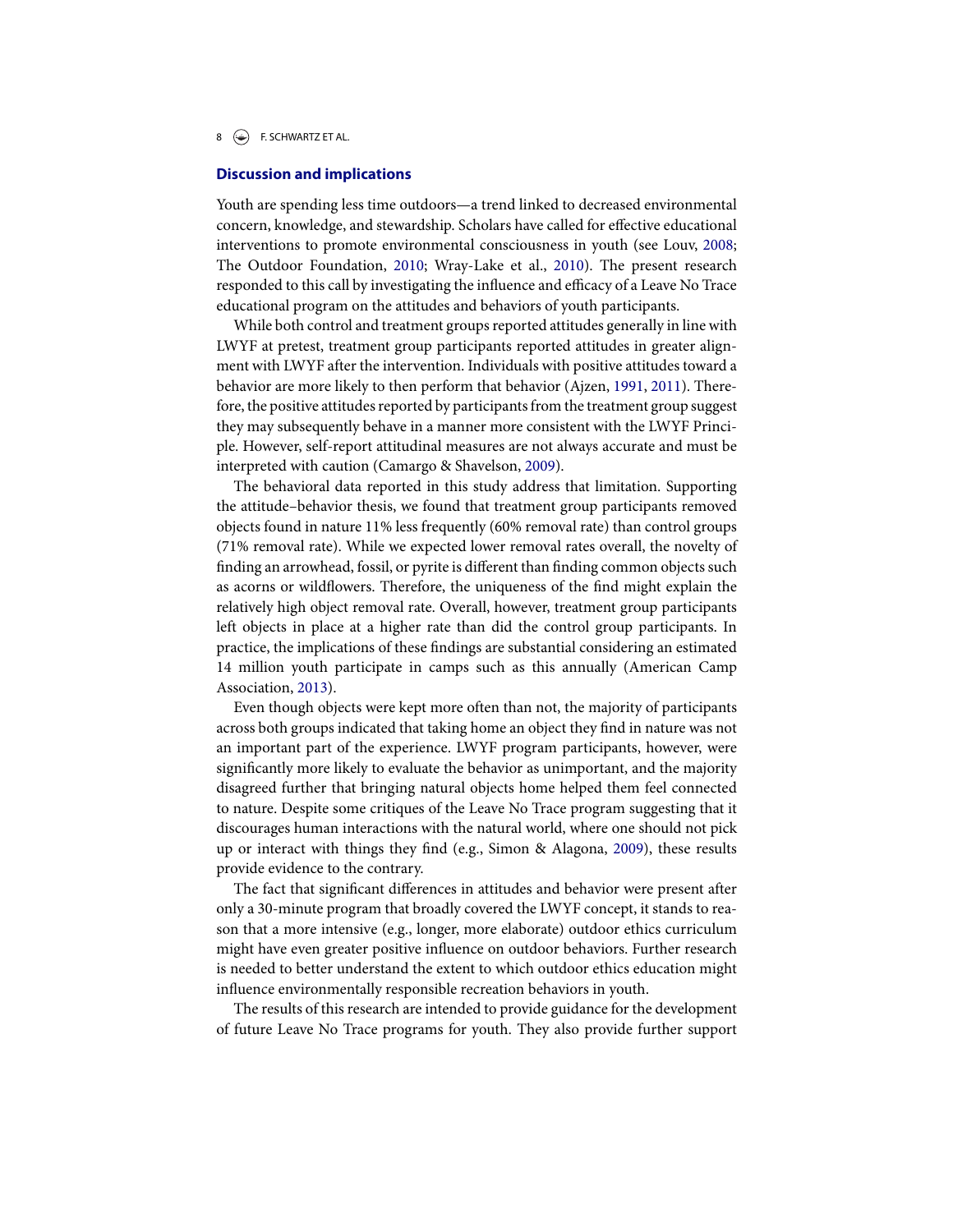## Discussion and implications

Youth are spending less time outdoors—a trend linked to decreased environmental concern, knowledge, and stewardship. Scholars have called for effective educational interventions to promote environmental consciousness in youth (see Louv, 2008; The Outdoor Foundation, 2010; Wray-Lake et al., 2010). The present research responded to this call by investigating the influence and efficacy of a Leave No Trace educational program on the attitudes and behaviors of youth participants.

While both control and treatment groups reported attitudes generally in line with LWYF at pretest, treatment group participants reported attitudes in greater alignment with LWYF after the intervention. Individuals with positive attitudes toward a behavior are more likely to then perform that behavior (Ajzen, 1991, 2011). Therefore, the positive attitudes reported by participants from the treatment group suggest they may subsequently behave in a manner more consistent with the LWYF Principle. However, self-report attitudinal measures are not always accurate and must be interpreted with caution (Camargo & Shavelson, 2009).

The behavioral data reported in this study address that limitation. Supporting the attitude–behavior thesis, we found that treatment group participants removed objects found in nature 11% less frequently (60% removal rate) than control groups (71% removal rate). While we expected lower removal rates overall, the novelty of finding an arrowhead, fossil, or pyrite is different than finding common objects such as acorns or wildflowers. Therefore, the uniqueness of the find might explain the relatively high object removal rate. Overall, however, treatment group participants left objects in place at a higher rate than did the control group participants. In practice, the implications of these findings are substantial considering an estimated 14 million youth participate in camps such as this annually (American Camp Association, 2013).

Even though objects were kept more often than not, the majority of participants across both groups indicated that taking home an object they find in nature was not an important part of the experience. LWYF program participants, however, were significantly more likely to evaluate the behavior as unimportant, and the majority disagreed further that bringing natural objects home helped them feel connected to nature. Despite some critiques of the Leave No Trace program suggesting that it discourages human interactions with the natural world, where one should not pick up or interact with things they find (e.g., Simon & Alagona, 2009), these results provide evidence to the contrary.

The fact that significant differences in attitudes and behavior were present after only a 30-minute program that broadly covered the LWYF concept, it stands to reason that a more intensive (e.g., longer, more elaborate) outdoor ethics curriculum might have even greater positive influence on outdoor behaviors. Further research is needed to better understand the extent to which outdoor ethics education might influence environmentally responsible recreation behaviors in youth.

The results of this research are intended to provide guidance for the development of future Leave No Trace programs for youth. They also provide further support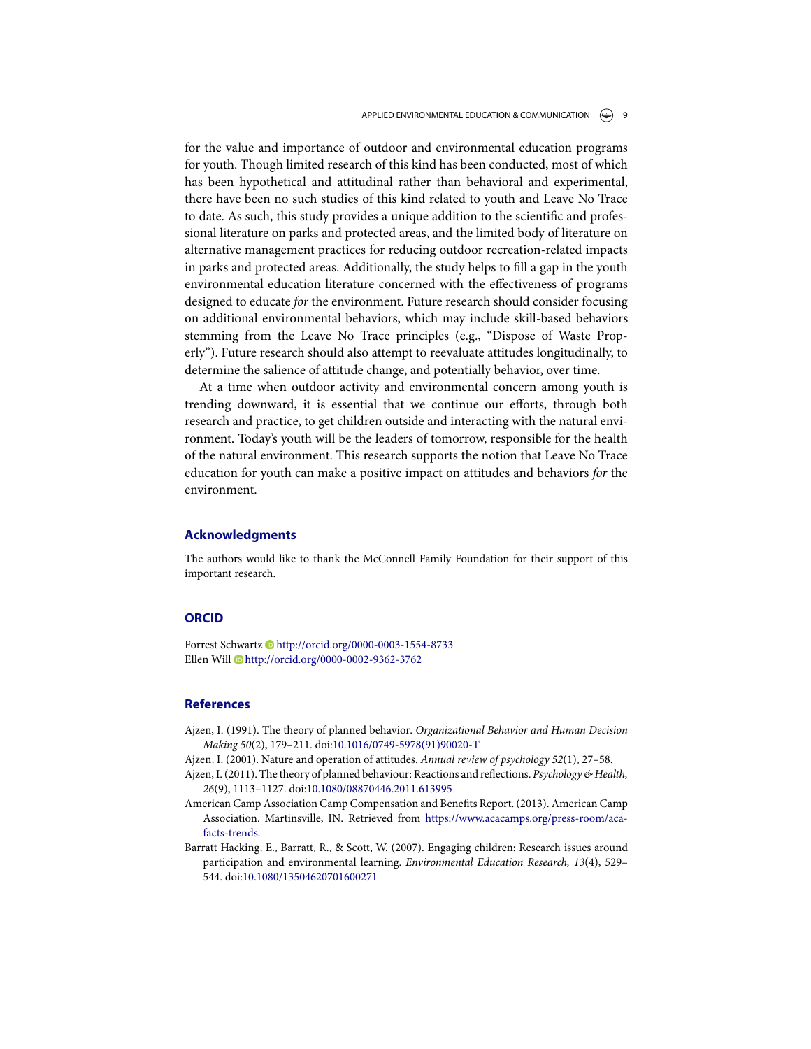for the value and importance of outdoor and environmental education programs for youth. Though limited research of this kind has been conducted, most of which has been hypothetical and attitudinal rather than behavioral and experimental, there have been no such studies of this kind related to youth and Leave No Trace to date. As such, this study provides a unique addition to the scientific and professional literature on parks and protected areas, and the limited body of literature on alternative management practices for reducing outdoor recreation-related impacts in parks and protected areas. Additionally, the study helps to fill a gap in the youth environmental education literature concerned with the effectiveness of programs designed to educate *for* the environment. Future research should consider focusing on additional environmental behaviors, which may include skill-based behaviors stemming from the Leave No Trace principles (e.g., "Dispose of Waste Properly"). Future research should also attempt to reevaluate attitudes longitudinally, to determine the salience of attitude change, and potentially behavior, over time.

At a time when outdoor activity and environmental concern among youth is trending downward, it is essential that we continue our efforts, through both research and practice, to get children outside and interacting with the natural environment. Today's youth will be the leaders of tomorrow, responsible for the health of the natural environment. This research supports the notion that Leave No Trace education for youth can make a positive impact on attitudes and behaviors *for* the environment.

## Acknowledgments

The authors would like to thank the McConnell Family Foundation for their support of this important research.

## ORCID

Forrest Schwartz http://orcid.org/0000-0003-1554-8733
Ellen Will http://orcid.org/0000-0002-9362-3762

## References

Ajzen, I. (1991). The theory of planned behavior. *Organizational Behavior and Human Decision Making 50*(2), 179–211. doi:10.1016/0749-5978(91)90020-T

Ajzen, I. (2001). Nature and operation of attitudes. *Annual review of psychology 52*(1), 27–58.

Ajzen, I. (2011). The theory of planned behaviour: Reactions and reflections. *Psychology & Health, 26*(9), 1113–1127. doi:10.1080/08870446.2011.613995

American Camp Association Camp Compensation and Benefits Report. (2013). American Camp Association. Martinsville, IN. Retrieved from https://www.acacamps.org/press-room/aca-facts-trends.

Barratt Hacking, E., Barratt, R., & Scott, W. (2007). Engaging children: Research issues around participation and environmental learning. *Environmental Education Research, 13*(4), 529–544. doi:10.1080/13504620701600271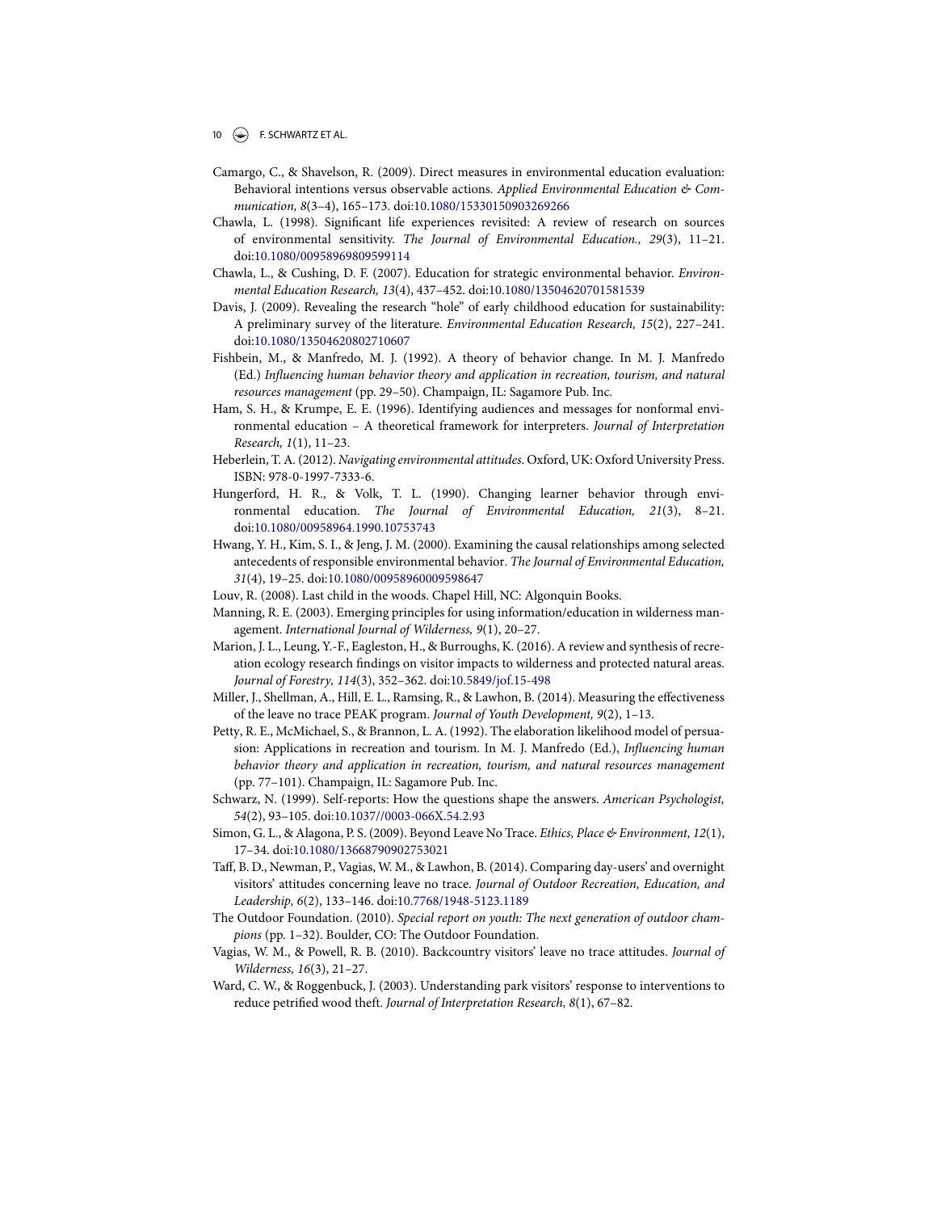Camargo, C., & Shavelson, R. (2009). Direct measures in environmental education evaluation: Behavioral intentions versus observable actions. *Applied Environmental Education & Communication, 8*(3–4), 165–173. doi:10.1080/15330150903269266

Chawla, L. (1998). Significant life experiences revisited: A review of research on sources of environmental sensitivity. *The Journal of Environmental Education., 29*(3), 11–21. doi:10.1080/00958969809599114

Chawla, L., & Cushing, D. F. (2007). Education for strategic environmental behavior. *Environmental Education Research, 13*(4), 437–452. doi:10.1080/13504620701581539

Davis, J. (2009). Revealing the research "hole" of early childhood education for sustainability: A preliminary survey of the literature. *Environmental Education Research, 15*(2), 227–241. doi:10.1080/13504620802710607

Fishbein, M., & Manfredo, M. J. (1992). A theory of behavior change. In M. J. Manfredo (Ed.) *Influencing human behavior theory and application in recreation, tourism, and natural resources management* (pp. 29–50). Champaign, IL: Sagamore Pub. Inc.

Ham, S. H., & Krumpe, E. E. (1996). Identifying audiences and messages for nonformal environmental education – A theoretical framework for interpreters. *Journal of Interpretation Research, 1*(1), 11–23.

Heberlein, T. A. (2012). *Navigating environmental attitudes*. Oxford, UK: Oxford University Press. ISBN: 978-0-1997-7333-6.

Hungerford, H. R., & Volk, T. L. (1990). Changing learner behavior through environmental education. *The Journal of Environmental Education, 21*(3), 8–21. doi:10.1080/00958964.1990.10753743

Hwang, Y. H., Kim, S. I., & Jeng, J. M. (2000). Examining the causal relationships among selected antecedents of responsible environmental behavior. *The Journal of Environmental Education, 31*(4), 19–25. doi:10.1080/00958960009598647

Louv, R. (2008). Last child in the woods. Chapel Hill, NC: Algonquin Books.

Manning, R. E. (2003). Emerging principles for using information/education in wilderness management. *International Journal of Wilderness, 9*(1), 20–27.

Marion, J. L., Leung, Y.-F., Eagleston, H., & Burroughs, K. (2016). A review and synthesis of recreation ecology research findings on visitor impacts to wilderness and protected natural areas. *Journal of Forestry, 114*(3), 352–362. doi:10.5849/jof.15-498

Miller, J., Shellman, A., Hill, E. L., Ramsing, R., & Lawhon, B. (2014). Measuring the effectiveness of the leave no trace PEAK program. *Journal of Youth Development, 9*(2), 1–13.

Petty, R. E., McMichael, S., & Brannon, L. A. (1992). The elaboration likelihood model of persuasion: Applications in recreation and tourism. In M. J. Manfredo (Ed.), *Influencing human behavior theory and application in recreation, tourism, and natural resources management* (pp. 77–101). Champaign, IL: Sagamore Pub. Inc.

Schwarz, N. (1999). Self-reports: How the questions shape the answers. *American Psychologist, 54*(2), 93–105. doi:10.1037//0003-066X.54.2.93

Simon, G. L., & Alagona, P. S. (2009). Beyond Leave No Trace. *Ethics, Place & Environment, 12*(1), 17–34. doi:10.1080/13668790902753021

Taff, B. D., Newman, P., Vagias, W. M., & Lawhon, B. (2014). Comparing day-users' and overnight visitors' attitudes concerning leave no trace. *Journal of Outdoor Recreation, Education, and Leadership, 6*(2), 133–146. doi:10.7768/1948-5123.1189

The Outdoor Foundation. (2010). *Special report on youth: The next generation of outdoor champions* (pp. 1–32). Boulder, CO: The Outdoor Foundation.

Vagias, W. M., & Powell, R. B. (2010). Backcountry visitors' leave no trace attitudes. *Journal of Wilderness, 16*(3), 21–27.

Ward, C. W., & Roggenbuck, J. (2003). Understanding park visitors' response to interventions to reduce petrified wood theft. *Journal of Interpretation Research, 8*(1), 67–82.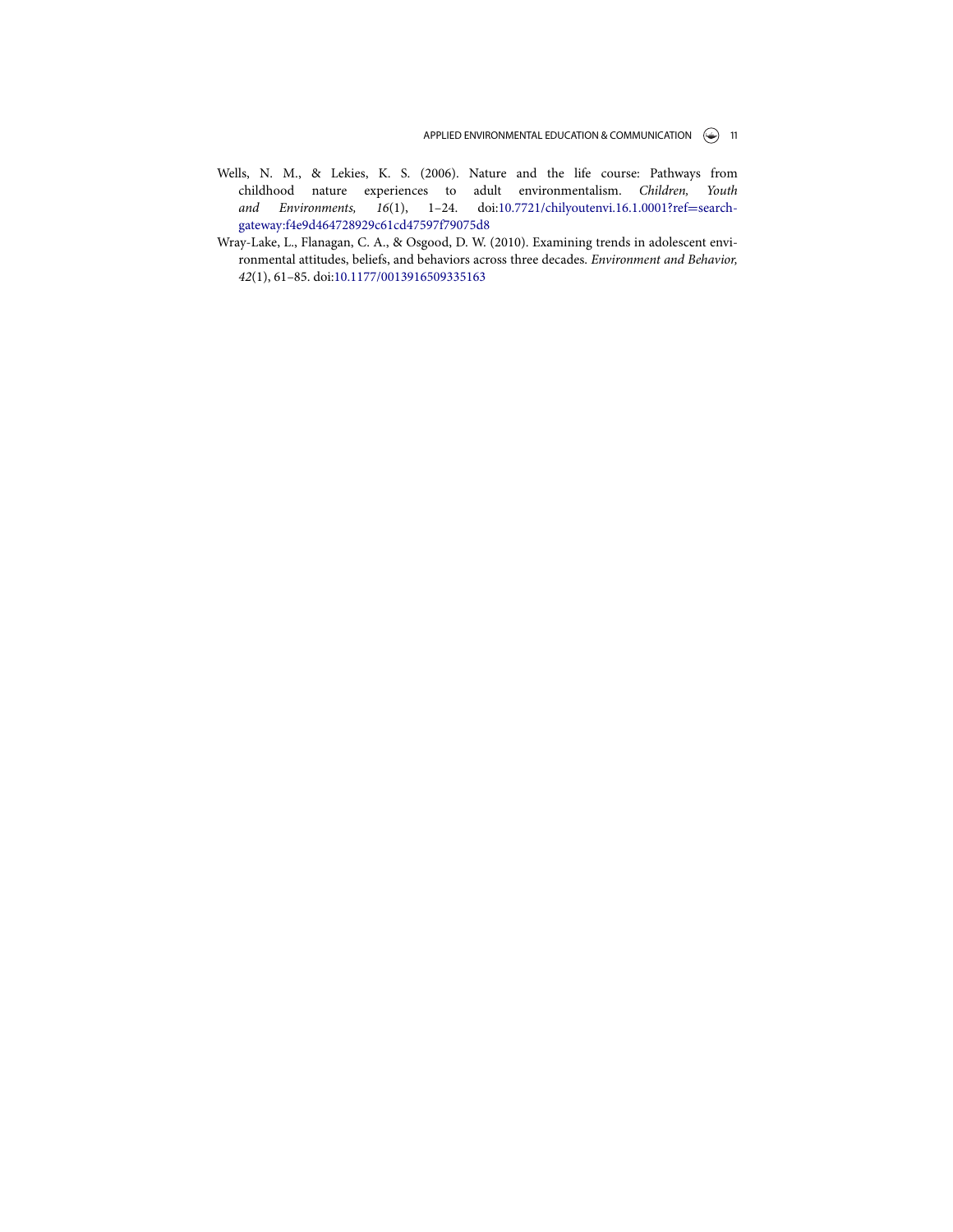Wells, N. M., & Lekies, K. S. (2006). Nature and the life course: Pathways from childhood nature experiences to adult environmentalism. *Children, Youth and Environments, 16*(1), 1–24. doi:10.7721/chilyoutenvi.16.1.0001?ref=search-gateway:f4e9d464728929c61cd47597f79075d8

Wray-Lake, L., Flanagan, C. A., & Osgood, D. W. (2010). Examining trends in adolescent environmental attitudes, beliefs, and behaviors across three decades. *Environment and Behavior, 42*(1), 61–85. doi:10.1177/0013916509335163